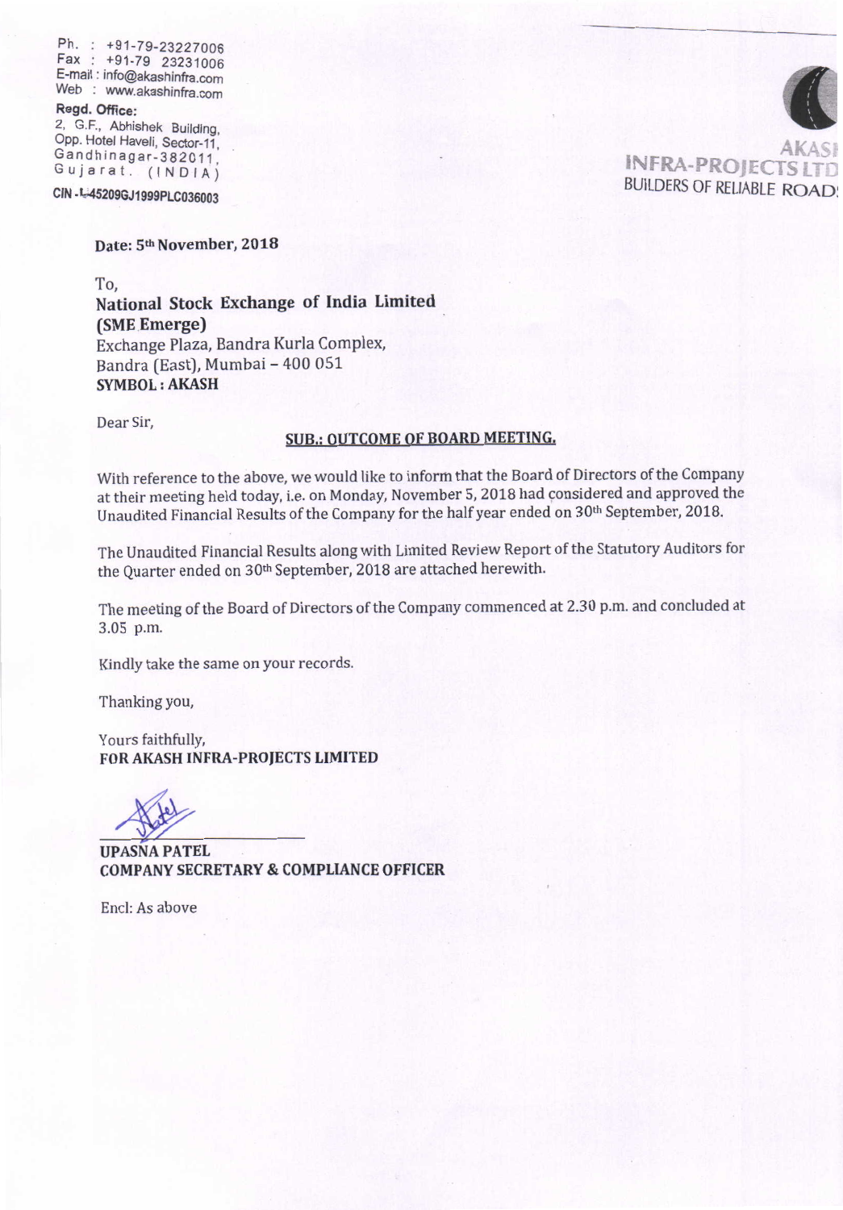Ph. : +91-79-23227006
Fax : +91-79 23231006
E-mail : info@akashinfra.com
Web : www.akashinfra.com

**Regd. Office:**
2, G.F., Abhishek Building,
Opp. Hotel Haveli, Sector-11,
Gandhinagar-382011,
Gujarat. (INDIA)

**CIN - L45209GJ1999PLC036003**

**AKASH INFRA-PROJECTS LTD**
BUILDERS OF RELIABLE ROADS

**Date: 5th November, 2018**

To,
**National Stock Exchange of India Limited**
**(SME Emerge)**
Exchange Plaza, Bandra Kurla Complex,
Bandra (East), Mumbai – 400 051
**SYMBOL : AKASH**

Dear Sir,

**SUB.: OUTCOME OF BOARD MEETING.**

With reference to the above, we would like to inform that the Board of Directors of the Company at their meeting held today, i.e. on Monday, November 5, 2018 had considered and approved the Unaudited Financial Results of the Company for the half year ended on 30th September, 2018.

The Unaudited Financial Results along with Limited Review Report of the Statutory Auditors for the Quarter ended on 30th September, 2018 are attached herewith.

The meeting of the Board of Directors of the Company commenced at 2.30 p.m. and concluded at 3.05 p.m.

Kindly take the same on your records.

Thanking you,

Yours faithfully,
**FOR AKASH INFRA-PROJECTS LIMITED**

**UPASNA PATEL**
**COMPANY SECRETARY & COMPLIANCE OFFICER**

Encl: As above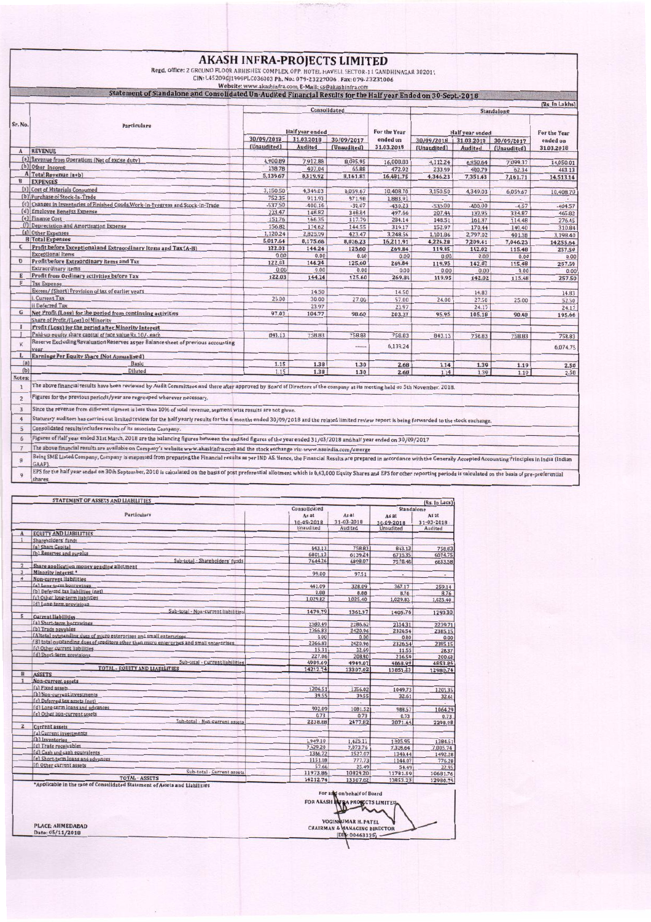# AKASH INFRA-PROJECTS LIMITED

Regd. office: 2 GROUND FLOOR ABHISHEK COMPLEX, OPP. HOTEL HAVELI, SECTOR-11 GANDHINAGAR 382011

CIN: L45209GJ1999PLC036003 Ph. No.: 079-23227006 . Fax: 079-23231006

Website: www.akashinfra.com, E-Mail: cs@akashinfra.com

## Statement of Standalone and Consolidated Un-Audited Financial Results for the Half year Ended on 30-Sept.-2018

(Rs. In Lakhs)

| Sr. No. | Particulars | Consolidated | | | | Standalone | | | |
|---|---|---|---|---|---|---|---|---|---|
| | | Half year ended | | | For the Year ended on 31.03.2018 | Half year ended | | | For the Year ended on 31.03.2018 |
| | | 30/09/2018 (Unaudited) | 31.03.2018 Audited | 30/09/2017 (Unaudited) | | 30/09/2018 (Unaudited) | 31.03.2018 Audited | 30/09/2017 (Unaudited) | |
| A | REVENUE | | | | | | | | |
| (a) | Revenue from Operation (Net of excise duty) | 4,900.89 | 7,912.88 | 8,095.95 | 16,008.83 | 4,112.24 | 6,950.64 | 7,099.37 | 14,050.01 |
| (b) | Other Income | 238.78 | 407.04 | 65.88 | 472.92 | 233.99 | 400.79 | 62.34 | 463.13 |
| A | Total Revenue (a+b) | 5,139.67 | 8,319.92 | 8,161.83 | 16,481.75 | 4,346.23 | 7,351.43 | 7,161.71 | 14,513.14 |
| B | EXPENSES | | | | | | | | |
| (a) | Cost of Materials Consumed | 3,150.50 | 4,349.03 | 6,059.67 | 10,408.70 | 3,150.50 | 4,349.03 | 6,059.67 | 10,408.70 |
| (b) | Purchase of Stock-In-Trade | 752.35 | 911.93 | 971.98 | 1,883.91 | - | - | - | - |
| (c) | Changes in inventories of Finished Goods,Work-in-Progress and Stock-in-Trade | -537.50 | 400.16 | -31.07 | -430.23 | -535.00 | -400.00 | -4.57 | -404.57 |
| (d) | Employee Benefits Expense | 223.47 | 148.82 | 348.84 | 497.66 | 207.44 | 130.95 | 334.87 | 465.82 |
| (e) | Finance Cost | 151.76 | 166.35 | 117.79 | 284.14 | 148.51 | 161.97 | 114.48 | 276.45 |
| (f) | Depreciation and Amortisation Expense | 156.82 | 174.62 | 144.55 | 319.17 | 152.97 | 170.44 | 140.40 | 310.84 |
| (g) | Other Expenses | 1,120.24 | 2,825.09 | 423.47 | 3,248.56 | 1,101.86 | 2,797.02 | 401.38 | 3,198.40 |
| B | Total Expenses | 5,017.64 | 8,175.66 | 8,036.23 | 16,211.91 | 4,226.28 | 7,209.41 | 7,046.23 | 14,255.64 |
| C | Profit before Exceptionaland Extraordinary Items and Tax (A-B) | 122.03 | 144.24 | 125.60 | 269.84 | 119.95 | 142.02 | 115.48 | 257.50 |
| | Exceptional Items | 0.00 | 0.00 | 0.00 | 0.00 | 0.00 | 0.00 | 0.00 | 0.00 |
| D | Profit before Extraordinary Items and Tax | 122.03 | 144.24 | 125.60 | 269.84 | 119.95 | 142.02 | 115.48 | 257.50 |
| | Extraordinary items | 0.00 | 0.00 | 0.00 | 0.00 | 0.00 | 0.00 | 0.00 | 0.00 |
| E | Profit from Ordinary activities before Tax | 122.03 | 144.24 | 125.60 | 269.84 | 119.95 | 142.02 | 115.48 | 257.50 |
| F | Tax Expense | | | | | | | | |
| | Excess/ (Short) Provision of tax of earlier years | | 14.50 | | 14.50 | | 14.83 | | 14.83 |
| | i. Current Tax | 25.00 | 30.00 | 27.00 | 57.00 | 24.00 | 27.50 | 25.00 | 52.50 |
| | ii Deferred Tax | | 23.97 | | 23.97 | | 24.17 | | 24.17 |
| G | Net Profit (Loss) for the period from continuing activities | 97.03 | 104.77 | 98.60 | 203.37 | 95.95 | 105.18 | 90.48 | 195.66 |
| | Share of Profit/(Loss) of Minority | | | | | | | | |
| I | Profit (Loss) for the period after Minority Interest | | | | | | | | |
| J | Paid-up equity share capital of face value Rs.10/- each | 843.13 | 758.83 | 758.83 | 758.83 | 843.13 | 758.83 | 758.83 | 758.83 |
| K | Reserve Excluding Revaluation Reserves as per Balance sheet of previous accounting year | | | ------ | 6,139.24 | | | | 6,074.75 |
| L | Earnings Per Equity Share (Not Annualised) | | | | | | | | |
| (a) | Basic | 1.15 | 1.38 | 1.30 | 2.68 | 1.14 | 1.39 | 1.19 | 2.58 |
| (b) | Diluted | 1.15 | 1.38 | 1.30 | 2.68 | 1.14 | 1.39 | 1.19 | 2.58 |

Notes:

1. The above financial results have been reviewed by Audit Committee and there after approved by Board of Directors of the company at its meeting held on 5th November, 2018.
2. Figures for the previous periods/year are regrouped wherever necessary.
3. Since the revenue from different segment is less than 10% of total revenue, segment wise results are not given.
4. Staturary auditors has carried out limited review for the half yearly results for the 6 months ended 30/09/2018 and the related limited review report is being forwarded to the stock exchange.
5. Consolidated results includes results of its associate Company.
6. Figures of Half year ended 31st March, 2018 are the balancing figures between the audited figures of the year ended 31/03/2018 and half year ended on 30/09/2017
7. The above financial results are available on Company's website www.akashinfra.com and the stock exchange viz. www.nseindia.com/emerge
8. Being SME Listed Company, Company is exempted from preparing the Financial results as per IND AS. Hence, the Financial Results are prepared in accordance with the Generally Accepted Accounting Principles in India (Indian GAAP)
9. EPS for the half year ended on 30th September, 2018 is calculated on the basis of post preferential allotment which is 8,43,000 Equity Shares and EPS for other reporting periods is calculated on the basis of pre-preferential shares

## STATEMENT OF ASSETS AND LIABILITIES

(Rs. In Lacs)

| | Particulars | Consolidated As at 30-09-2018 Unaudited | As at 31-03-2018 Audited | Standalone As at 30-09-2018 Unaudited | As at 31-03-2018 Audited |
|---|---|---|---|---|---|
| A | EQUITY AND LIABILITIES | | | | |
| 1 | Shareholders' funds | | | | |
| | (a) Share Capital | 843.13 | 758.83 | 843.13 | 758.83 |
| | (b) Reserves and surplus | 6801.13 | 6139.24 | 6735.35 | 6074.75 |
| | Sub-total - Shareholders' funds | 7644.26 | 6898.07 | 7578.48 | 6833.58 |
| 2 | Share application money pending allotment | | | | |
| 3 | Minority interest * | 99.00 | 97.51 | - | - |
| 4 | Non-current liabilities | | | | |
| | (a) Long-term borrowings | 441.09 | 328.09 | 367.17 | 259.14 |
| | (b) Deferred tax liabilities (net) | 8.88 | 8.88 | 8.76 | 8.76 |
| | (c) Other long-term liabilities | 1,029.82 | 1,025.40 | 1,029.83 | 1,025.40 |
| | (d) Long-term provisions | | | | |
| | Sub-total - Non-current liabilities | 1479.79 | 1361.37 | 1405.76 | 1293.30 |
| 5 | Current liabilities | | | | |
| | (a) Short-term borrowings | 2380.49 | 2286.62 | 2314.31 | 2239.71 |
| | (b) Trade payables | 2366.83 | 2420.96 | 2326.54 | 2385.15 |
| | (A)total outstanding dues of micro enterprises and small enterprises | 0.00 | 0.00 | 0.00 | 0.00 |
| | (B) total outstanding dues of creditors other than micro enterprises and small enterprises | 2366.83 | 2420.96 | 2326.54 | 2385.15 |
| | (c) Other current liabilities | 15.31 | 32.69 | 11.55 | 28.37 |
| | (d) Short-term provisions | 227.06 | 208.80 | 216.59 | 200.63 |
| | Sub-total - Current liabilities | 4989.69 | 4949.07 | 4868.99 | 4853.86 |
| | TOTAL - EQUITY AND LIABILITIES | 14212.74 | 13307.02 | 13853.23 | 12980.74 |
| B | ASSETS | | | | |
| 1 | Non-current assets | | | | |
| | (a) Fixed assets | 1206.51 | 1356.02 | 1049.73 | 1201.35 |
| | (b) Non-current investments | 39.55 | 39.55 | 32.61 | 32.61 |
| | (c) Deferred tax assets (net) | | | | |
| | (d) Long-term loans and advances | 992.09 | 1081.52 | 988.57 | 1064.29 |
| | (e) Other non-current assets | 0.73 | 0.73 | 0.73 | 0.73 |
| | Sub-total - Non-current assets | 2238.88 | 2477.82 | 2071.64 | 2298.98 |
| 2 | Current assets | | | | |
| | (a) Current investments | | | | |
| | (b) Inventories | 1,949.10 | 1,425.11 | 1305.95 | 1384.51 |
| | (c) Trade receivables | 7,429.20 | 7,073.76 | 7,328.64 | 7,005.74 |
| | (d) Cash and cash equivalents | 1386.72 | 1527.07 | 1348.44 | 1492.28 |
| | (e) Short-term loans and advances | 1151.18 | 777.73 | 1144.07 | 776.28 |
| | (f) Other current assets | 57.66 | 25.49 | 54.49 | 22.95 |
| | Sub-total - Current assets | 11973.86 | 10829.20 | 11781.59 | 10681.76 |
| | TOTAL - ASSETS | 14212.74 | 13307.02 | 13853.23 | 12980.74 |

*Applicable in the case of Consolidated Statement of Assets and Liabilities

For and on behalf of Board

FOR AKASH INFRA PROJECTS LIMITED

YOGINKUMAR H. PATEL

CHAIRMAN & MANAGING DIRECTOR

(DIN: 00463335)

PLACE: AHMEDABAD

Date: 05/11/2018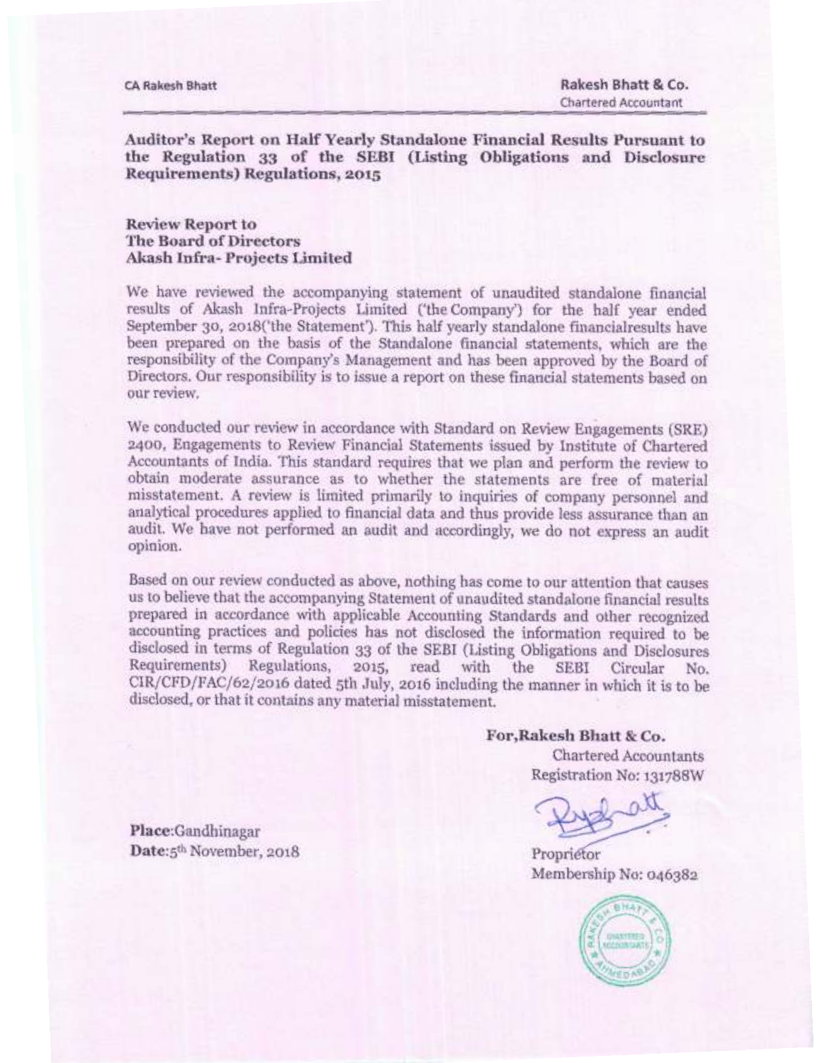CA Rakesh Bhatt

**Rakesh Bhatt & Co.**
Chartered Accountant

**Auditor's Report on Half Yearly Standalone Financial Results Pursuant to the Regulation 33 of the SEBI (Listing Obligations and Disclosure Requirements) Regulations, 2015**

**Review Report to**
**The Board of Directors**
**Akash Infra- Projects Limited**

We have reviewed the accompanying statement of unaudited standalone financial results of Akash Infra-Projects Limited ('the Company') for the half year ended September 30, 2018('the Statement'). This half yearly standalone financialresults have been prepared on the basis of the Standalone financial statements, which are the responsibility of the Company's Management and has been approved by the Board of Directors. Our responsibility is to issue a report on these financial statements based on our review.

We conducted our review in accordance with Standard on Review Engagements (SRE) 2400, Engagements to Review Financial Statements issued by Institute of Chartered Accountants of India. This standard requires that we plan and perform the review to obtain moderate assurance as to whether the statements are free of material misstatement. A review is limited primarily to inquiries of company personnel and analytical procedures applied to financial data and thus provide less assurance than an audit. We have not performed an audit and accordingly, we do not express an audit opinion.

Based on our review conducted as above, nothing has come to our attention that causes us to believe that the accompanying Statement of unaudited standalone financial results prepared in accordance with applicable Accounting Standards and other recognized accounting practices and policies has not disclosed the information required to be disclosed in terms of Regulation 33 of the SEBI (Listing Obligations and Disclosures Requirements) Regulations, 2015, read with the SEBI Circular No. CIR/CFD/FAC/62/2016 dated 5th July, 2016 including the manner in which it is to be disclosed, or that it contains any material misstatement.

**For,Rakesh Bhatt & Co.**
Chartered Accountants
Registration No: 131788W

Proprietor
Membership No: 046382

**Place**:Gandhinagar
**Date**:5th November, 2018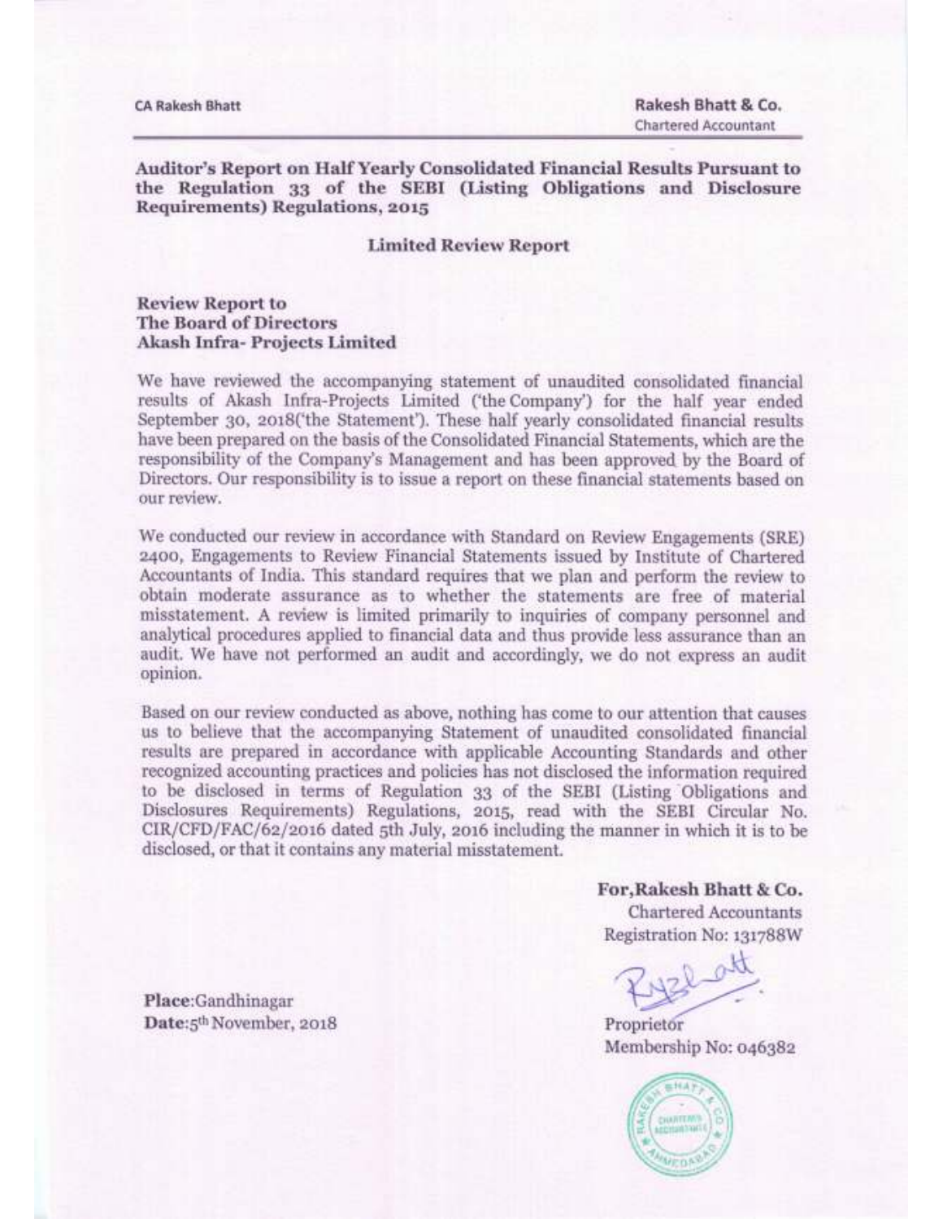CA Rakesh Bhatt

**Rakesh Bhatt & Co.**
Chartered Accountant

**Auditor's Report on Half Yearly Consolidated Financial Results Pursuant to the Regulation 33 of the SEBI (Listing Obligations and Disclosure Requirements) Regulations, 2015**

**Limited Review Report**

**Review Report to**
**The Board of Directors**
**Akash Infra- Projects Limited**

We have reviewed the accompanying statement of unaudited consolidated financial results of Akash Infra-Projects Limited ('the Company') for the half year ended September 30, 2018('the Statement'). These half yearly consolidated financial results have been prepared on the basis of the Consolidated Financial Statements, which are the responsibility of the Company's Management and has been approved by the Board of Directors. Our responsibility is to issue a report on these financial statements based on our review.

We conducted our review in accordance with Standard on Review Engagements (SRE) 2400, Engagements to Review Financial Statements issued by Institute of Chartered Accountants of India. This standard requires that we plan and perform the review to obtain moderate assurance as to whether the statements are free of material misstatement. A review is limited primarily to inquiries of company personnel and analytical procedures applied to financial data and thus provide less assurance than an audit. We have not performed an audit and accordingly, we do not express an audit opinion.

Based on our review conducted as above, nothing has come to our attention that causes us to believe that the accompanying Statement of unaudited consolidated financial results are prepared in accordance with applicable Accounting Standards and other recognized accounting practices and policies has not disclosed the information required to be disclosed in terms of Regulation 33 of the SEBI (Listing Obligations and Disclosures Requirements) Regulations, 2015, read with the SEBI Circular No. CIR/CFD/FAC/62/2016 dated 5th July, 2016 including the manner in which it is to be disclosed, or that it contains any material misstatement.

**For,Rakesh Bhatt & Co.**
Chartered Accountants
Registration No: 131788W

Proprietor
Membership No: 046382

**Place**:Gandhinagar
**Date**:5th November, 2018